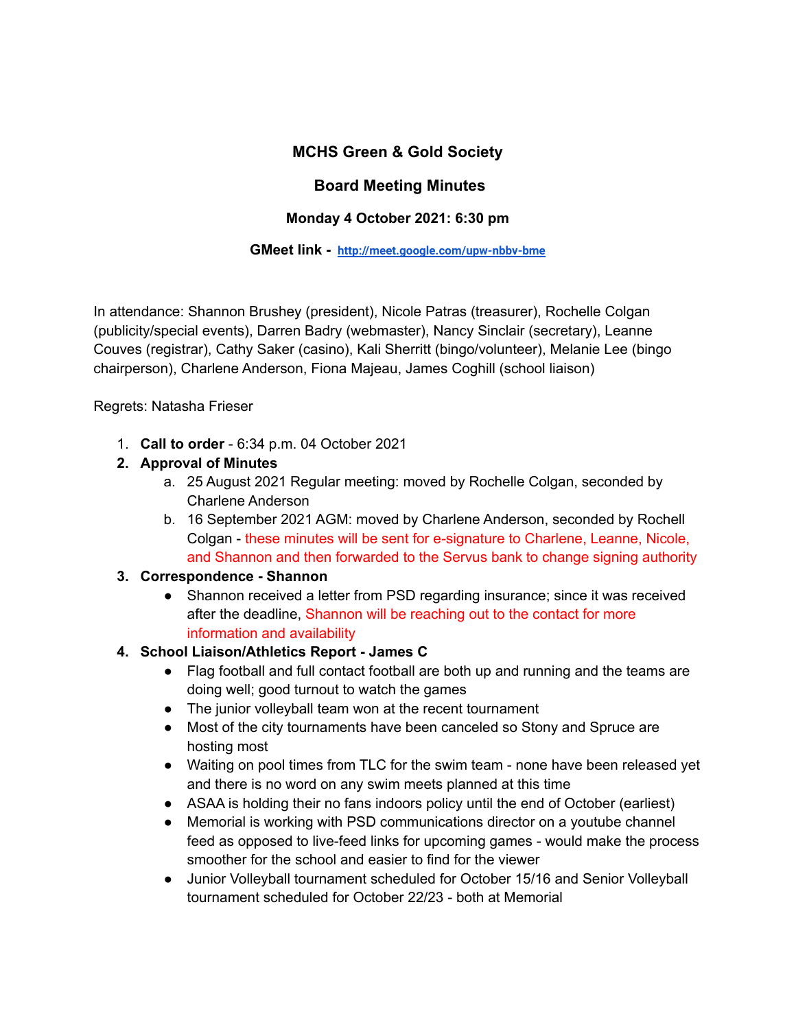**MCHS Green & Gold Society**

**Board Meeting Minutes**

**Monday 4 October 2021: 6:30 pm**

**GMeet link -** [http://meet.google.com/upw-nbbv-bme](http://meet.google.com/upw-nbbv-bme)

In attendance: Shannon Brushey (president), Nicole Patras (treasurer), Rochelle Colgan (publicity/special events), Darren Badry (webmaster), Nancy Sinclair (secretary), Leanne Couves (registrar), Cathy Saker (casino), Kali Sherritt (bingo/volunteer), Melanie Lee (bingo chairperson), Charlene Anderson, Fiona Majeau, James Coghill (school liaison)

Regrets: Natasha Frieser

1. **Call to order** - 6:34 p.m. 04 October 2021
2. **Approval of Minutes**
   a. 25 August 2021 Regular meeting: moved by Rochelle Colgan, seconded by Charlene Anderson
   b. 16 September 2021 AGM: moved by Charlene Anderson, seconded by Rochell Colgan - these minutes will be sent for e-signature to Charlene, Leanne, Nicole, and Shannon and then forwarded to the Servus bank to change signing authority
3. **Correspondence - Shannon**
   - Shannon received a letter from PSD regarding insurance; since it was received after the deadline, Shannon will be reaching out to the contact for more information and availability
4. **School Liaison/Athletics Report - James C**
   - Flag football and full contact football are both up and running and the teams are doing well; good turnout to watch the games
   - The junior volleyball team won at the recent tournament
   - Most of the city tournaments have been canceled so Stony and Spruce are hosting most
   - Waiting on pool times from TLC for the swim team - none have been released yet and there is no word on any swim meets planned at this time
   - ASAA is holding their no fans indoors policy until the end of October (earliest)
   - Memorial is working with PSD communications director on a youtube channel feed as opposed to live-feed links for upcoming games - would make the process smoother for the school and easier to find for the viewer
   - Junior Volleyball tournament scheduled for October 15/16 and Senior Volleyball tournament scheduled for October 22/23 - both at Memorial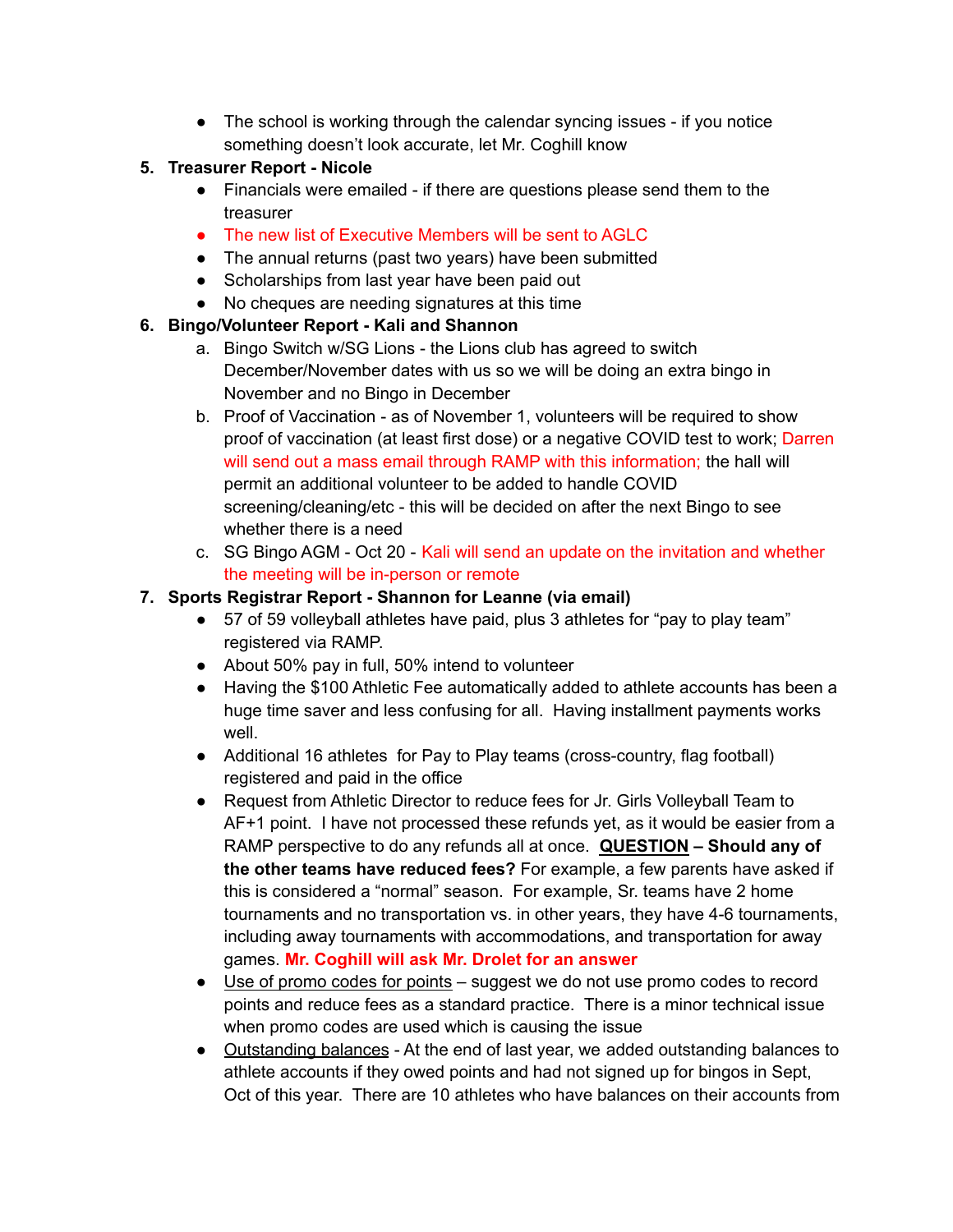- The school is working through the calendar syncing issues - if you notice something doesn't look accurate, let Mr. Coghill know

5. **Treasurer Report - Nicole**
   - Financials were emailed - if there are questions please send them to the treasurer
   - The new list of Executive Members will be sent to AGLC
   - The annual returns (past two years) have been submitted
   - Scholarships from last year have been paid out
   - No cheques are needing signatures at this time

6. **Bingo/Volunteer Report - Kali and Shannon**
   a. Bingo Switch w/SG Lions - the Lions club has agreed to switch December/November dates with us so we will be doing an extra bingo in November and no Bingo in December
   b. Proof of Vaccination - as of November 1, volunteers will be required to show proof of vaccination (at least first dose) or a negative COVID test to work; Darren will send out a mass email through RAMP with this information; the hall will permit an additional volunteer to be added to handle COVID screening/cleaning/etc - this will be decided on after the next Bingo to see whether there is a need
   c. SG Bingo AGM - Oct 20 - Kali will send an update on the invitation and whether the meeting will be in-person or remote

7. **Sports Registrar Report - Shannon for Leanne (via email)**
   - 57 of 59 volleyball athletes have paid, plus 3 athletes for "pay to play team" registered via RAMP.
   - About 50% pay in full, 50% intend to volunteer
   - Having the $100 Athletic Fee automatically added to athlete accounts has been a huge time saver and less confusing for all. Having installment payments works well.
   - Additional 16 athletes for Pay to Play teams (cross-country, flag football) registered and paid in the office
   - Request from Athletic Director to reduce fees for Jr. Girls Volleyball Team to AF+1 point. I have not processed these refunds yet, as it would be easier from a RAMP perspective to do any refunds all at once. **<u>QUESTION</u> – Should any of the other teams have reduced fees?** For example, a few parents have asked if this is considered a "normal" season. For example, Sr. teams have 2 home tournaments and no transportation vs. in other years, they have 4-6 tournaments, including away tournaments with accommodations, and transportation for away games. **Mr. Coghill will ask Mr. Drolet for an answer**
   - <u>Use of promo codes for points</u> – suggest we do not use promo codes to record points and reduce fees as a standard practice. There is a minor technical issue when promo codes are used which is causing the issue
   - <u>Outstanding balances</u> - At the end of last year, we added outstanding balances to athlete accounts if they owed points and had not signed up for bingos in Sept, Oct of this year. There are 10 athletes who have balances on their accounts from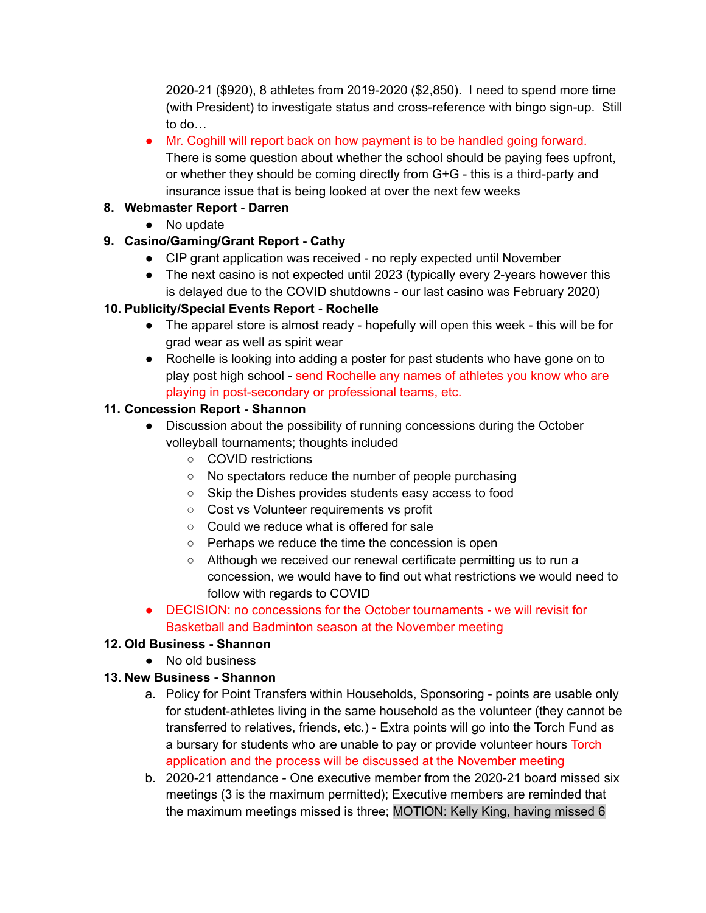2020-21 ($920), 8 athletes from 2019-2020 ($2,850). I need to spend more time (with President) to investigate status and cross-reference with bingo sign-up. Still to do…

- Mr. Coghill will report back on how payment is to be handled going forward. There is some question about whether the school should be paying fees upfront, or whether they should be coming directly from G+G - this is a third-party and insurance issue that is being looked at over the next few weeks

8. **Webmaster Report - Darren**
   - No update
9. **Casino/Gaming/Grant Report - Cathy**
   - CIP grant application was received - no reply expected until November
   - The next casino is not expected until 2023 (typically every 2-years however this is delayed due to the COVID shutdowns - our last casino was February 2020)
10. **Publicity/Special Events Report - Rochelle**
    - The apparel store is almost ready - hopefully will open this week - this will be for grad wear as well as spirit wear
    - Rochelle is looking into adding a poster for past students who have gone on to play post high school - send Rochelle any names of athletes you know who are playing in post-secondary or professional teams, etc.
11. **Concession Report - Shannon**
    - Discussion about the possibility of running concessions during the October volleyball tournaments; thoughts included
      - COVID restrictions
      - No spectators reduce the number of people purchasing
      - Skip the Dishes provides students easy access to food
      - Cost vs Volunteer requirements vs profit
      - Could we reduce what is offered for sale
      - Perhaps we reduce the time the concession is open
      - Although we received our renewal certificate permitting us to run a concession, we would have to find out what restrictions we would need to follow with regards to COVID
    - DECISION: no concessions for the October tournaments - we will revisit for Basketball and Badminton season at the November meeting
12. **Old Business - Shannon**
    - No old business
13. **New Business - Shannon**
    a. Policy for Point Transfers within Households, Sponsoring - points are usable only for student-athletes living in the same household as the volunteer (they cannot be transferred to relatives, friends, etc.) - Extra points will go into the Torch Fund as a bursary for students who are unable to pay or provide volunteer hours Torch application and the process will be discussed at the November meeting
    b. 2020-21 attendance - One executive member from the 2020-21 board missed six meetings (3 is the maximum permitted); Executive members are reminded that the maximum meetings missed is three; MOTION: Kelly King, having missed 6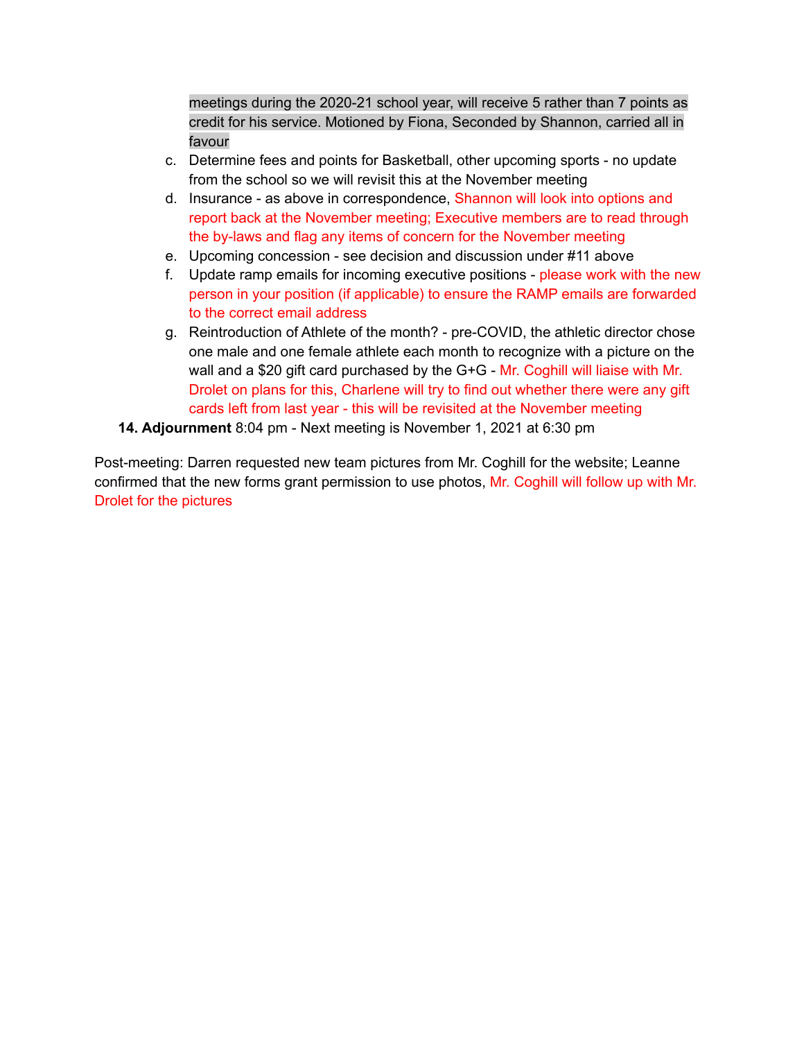meetings during the 2020-21 school year, will receive 5 rather than 7 points as credit for his service. Motioned by Fiona, Seconded by Shannon, carried all in favour

c. Determine fees and points for Basketball, other upcoming sports - no update from the school so we will revisit this at the November meeting
d. Insurance - as above in correspondence, Shannon will look into options and report back at the November meeting; Executive members are to read through the by-laws and flag any items of concern for the November meeting
e. Upcoming concession - see decision and discussion under #11 above
f. Update ramp emails for incoming executive positions - please work with the new person in your position (if applicable) to ensure the RAMP emails are forwarded to the correct email address
g. Reintroduction of Athlete of the month? - pre-COVID, the athletic director chose one male and one female athlete each month to recognize with a picture on the wall and a $20 gift card purchased by the G+G - Mr. Coghill will liaise with Mr. Drolet on plans for this, Charlene will try to find out whether there were any gift cards left from last year - this will be revisited at the November meeting

**14. Adjournment** 8:04 pm - Next meeting is November 1, 2021 at 6:30 pm

Post-meeting: Darren requested new team pictures from Mr. Coghill for the website; Leanne confirmed that the new forms grant permission to use photos, Mr. Coghill will follow up with Mr. Drolet for the pictures